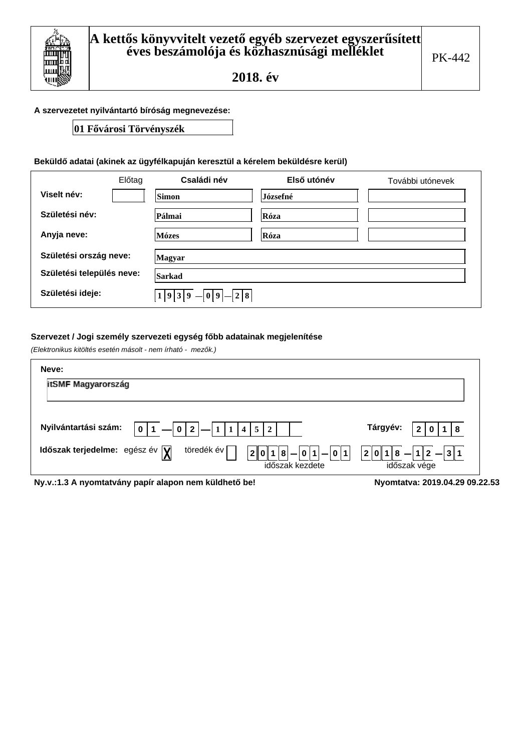# A kettős könyvvitelt vezető egyéb szervezet egyszerűsített éves beszámolója és közhasznúsági melléklet

## 2018. év

PK-442

**A szervezetet nyilvántartó bíróság megnevezése:**

01 Fővárosi Törvényszék

**Beküldő adatai (akinek az ügyfélkapuján keresztül a kérelem beküldésre kerül)**

| | Előtag | Családi név | Első utónév | További utónevek |
|---|---|---|---|---|
| Viselt név: | | Simon | Józsefné | |
| Születési név: | | Pálmai | Róza | |
| Anyja neve: | | Mózes | Róza | |

Születési ország neve: Magyar

Születési település neve: Sarkad

Születési ideje: 1939 — 09 — 28

**Szervezet / Jogi személy szervezeti egység főbb adatainak megjelenítése**

*(Elektronikus kitöltés esetén másolt - nem írható - mezők.)*

**Neve:**

itSMF Magyarország

**Nyilvántartási szám:** 01 — 02 — 11452

**Tárgyév:** 2018

**Időszak terjedelme:** egész év [X] töredék év [ ]

2018 — 01 — 01 (időszak kezdete) 2018 — 12 — 31 (időszak vége)

**Ny.v.:1.3 A nyomtatvány papír alapon nem küldhető be!**

**Nyomtatva: 2019.04.29 09.22.53**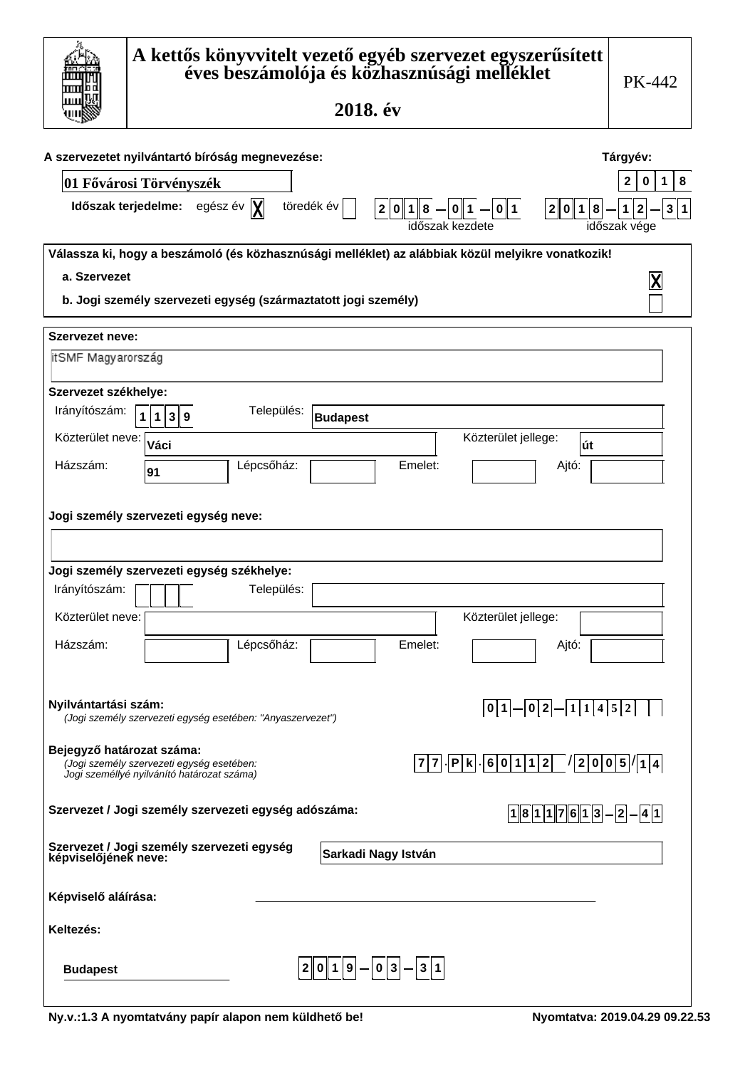# A kettős könyvvitelt vezető egyéb szervezet egyszerűsített éves beszámolója és közhasznúsági melléklet

## 2018. év

PK-442

**A szervezetet nyilvántartó bíróság megnevezése:** 01 Fővárosi Törvényszék

**Tárgyév:** 2018

**Időszak terjedelme:** egész év [X] töredék év [ ]

időszak kezdete: 2018-01-01 időszak vége: 2018-12-31

**Válassza ki, hogy a beszámoló (és közhasznúsági melléklet) az alábbiak közül melyikre vonatkozik!**

- **a. Szervezet** [X]
- **b. Jogi személy szervezeti egység (származtatott jogi személy)** [ ]

**Szervezet neve:**

itSMF Magyarország

**Szervezet székhelye:**

| | | | |
|---|---|---|---|
| Irányítószám: | 1139 | Település: | Budapest |
| Közterület neve: | Váci | Közterület jellege: | út |
| Házszám: | 91 | Lépcsőház: | |
| Emelet: | | Ajtó: | |

**Jogi személy szervezeti egység neve:**

**Jogi személy szervezeti egység székhelye:**

| | | | |
|---|---|---|---|
| Irányítószám: | | Település: | |
| Közterület neve: | | Közterület jellege: | |
| Házszám: | | Lépcsőház: | |
| Emelet: | | Ajtó: | |

**Nyilvántartási szám:** 01-02-11452
*(Jogi személy szervezeti egység esetében: "Anyaszervezet")*

**Bejegyző határozat száma:** 77.Pk.60112/2005/14
*(Jogi személy szervezeti egység esetében: Jogi személlyé nyilvánító határozat száma)*

**Szervezet / Jogi személy szervezeti egység adószáma:** 18117613-2-41

**Szervezet / Jogi személy szervezeti egység képviselőjének neve:** Sarkadi Nagy István

**Képviselő aláírása:**

**Keltezés:**

Budapest 2019-03-31

Ny.v.:1.3 A nyomtatvány papír alapon nem küldhető be!

Nyomtatva: 2019.04.29 09.22.53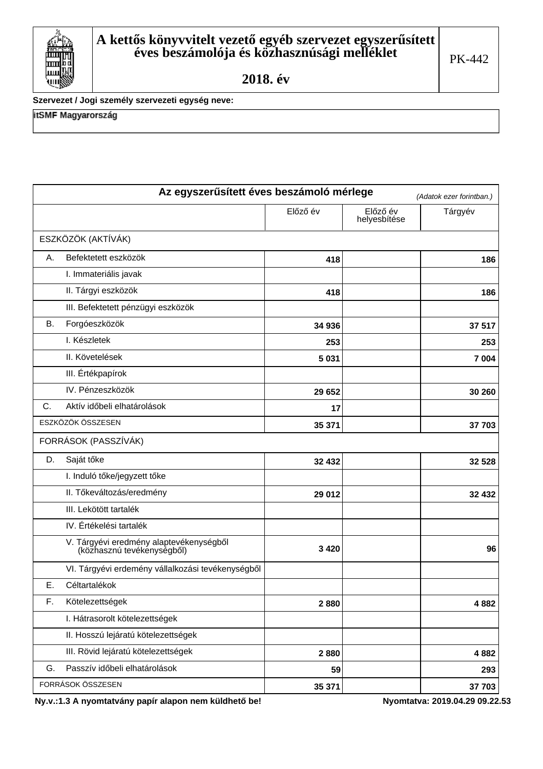# A kettős könyvvitelt vezető egyéb szervezet egyszerűsített éves beszámolója és közhasznúsági melléklet

## 2018. év

PK-442

**Szervezet / Jogi személy szervezeti egység neve:**

itSMF Magyarország

## Az egyszerűsített éves beszámoló mérlege

*(Adatok ezer forintban.)*

| | Előző év | Előző év helyesbítése | Tárgyév |
|---|---|---|---|
| ESZKÖZÖK (AKTÍVÁK) | | | |
| A. Befektetett eszközök | 418 | | 186 |
| I. Immateriális javak | | | |
| II. Tárgyi eszközök | 418 | | 186 |
| III. Befektetett pénzügyi eszközök | | | |
| B. Forgóeszközök | 34 936 | | 37 517 |
| I. Készletek | 253 | | 253 |
| II. Követelések | 5 031 | | 7 004 |
| III. Értékpapírok | | | |
| IV. Pénzeszközök | 29 652 | | 30 260 |
| C. Aktív időbeli elhatárolások | 17 | | |
| ESZKÖZÖK ÖSSZESEN | 35 371 | | 37 703 |
| FORRÁSOK (PASSZÍVÁK) | | | |
| D. Saját tőke | 32 432 | | 32 528 |
| I. Induló tőke/jegyzett tőke | | | |
| II. Tőkeváltozás/eredmény | 29 012 | | 32 432 |
| III. Lekötött tartalék | | | |
| IV. Értékelési tartalék | | | |
| V. Tárgyévi eredmény alaptevékenységből (közhasznú tevékenységből) | 3 420 | | 96 |
| VI. Tárgyévi erdemény vállalkozási tevékenységből | | | |
| E. Céltartalékok | | | |
| F. Kötelezettségek | 2 880 | | 4 882 |
| I. Hátrasorolt kötelezettségek | | | |
| II. Hosszú lejáratú kötelezettségek | | | |
| III. Rövid lejáratú kötelezettségek | 2 880 | | 4 882 |
| G. Passzív időbeli elhatárolások | 59 | | 293 |
| FORRÁSOK ÖSSZESEN | 35 371 | | 37 703 |

**Ny.v.:1.3 A nyomtatvány papír alapon nem küldhető be!** **Nyomtatva: 2019.04.29 09.22.53**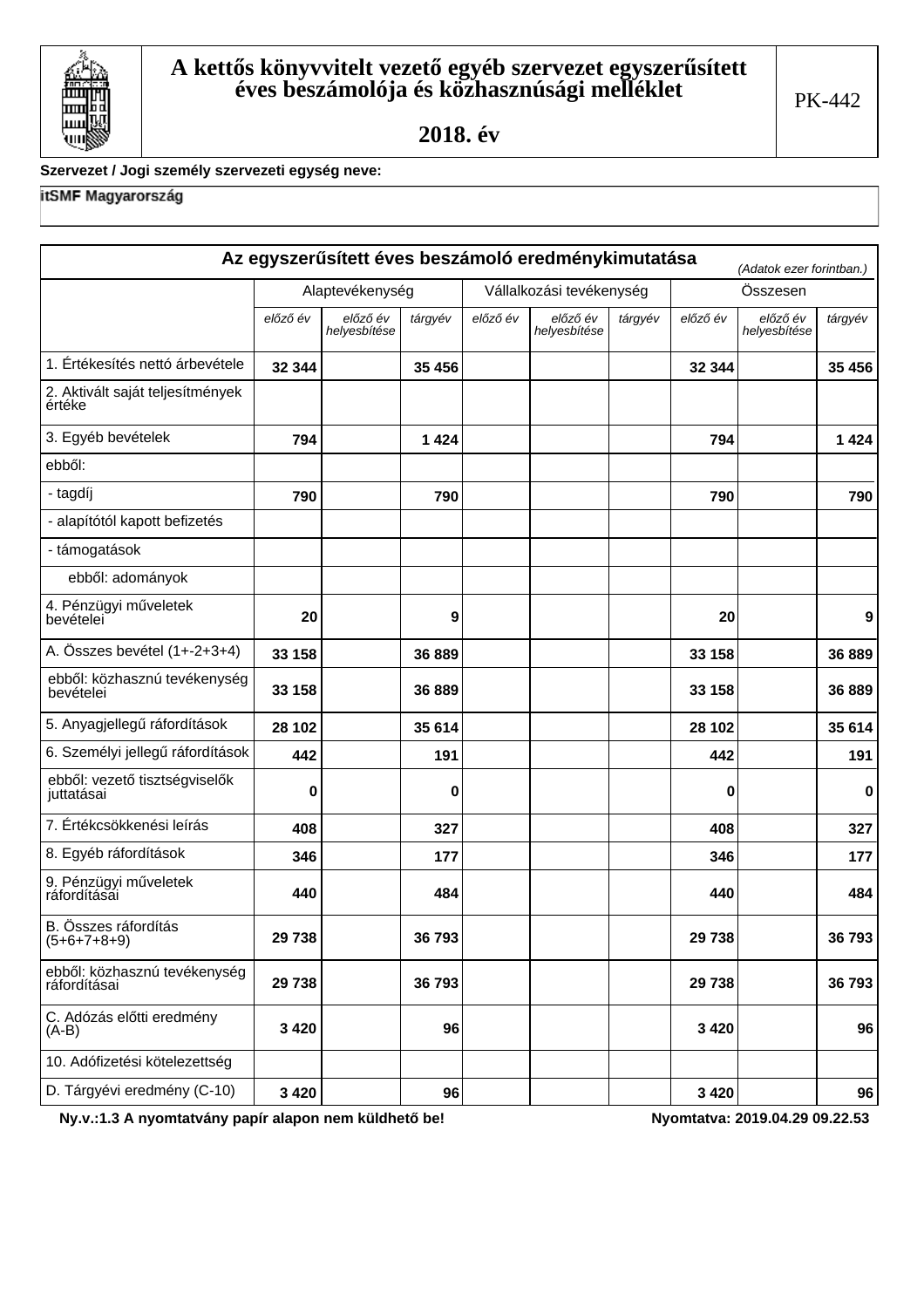# A kettős könyvvitelt vezető egyéb szervezet egyszerűsített éves beszámolója és közhasznúsági melléklet

**2018. év**

PK-442

**Szervezet / Jogi személy szervezeti egység neve:**

itSMF Magyarország

## Az egyszerűsített éves beszámoló eredménykimutatása

*(Adatok ezer forintban.)*

| | Alaptevékenység | | | Vállalkozási tevékenység | | | Összesen | | |
|---|---|---|---|---|---|---|---|---|---|
| | *előző év* | *előző év helyesbítése* | *tárgyév* | *előző év* | *előző év helyesbítése* | *tárgyév* | *előző év* | *előző év helyesbítése* | *tárgyév* |
| 1. Értékesítés nettó árbevétele | 32 344 | | 35 456 | | | | 32 344 | | 35 456 |
| 2. Aktivált saját teljesítmények értéke | | | | | | | | | |
| 3. Egyéb bevételek | 794 | | 1 424 | | | | 794 | | 1 424 |
| ebből: | | | | | | | | | |
| - tagdíj | 790 | | 790 | | | | 790 | | 790 |
| - alapítótól kapott befizetés | | | | | | | | | |
| - támogatások | | | | | | | | | |
| ebből: adományok | | | | | | | | | |
| 4. Pénzügyi műveletek bevételei | 20 | | 9 | | | | 20 | | 9 |
| A. Összes bevétel (1+-2+3+4) | 33 158 | | 36 889 | | | | 33 158 | | 36 889 |
| ebből: közhasznú tevékenység bevételei | 33 158 | | 36 889 | | | | 33 158 | | 36 889 |
| 5. Anyagjellegű ráfordítások | 28 102 | | 35 614 | | | | 28 102 | | 35 614 |
| 6. Személyi jellegű ráfordítások | 442 | | 191 | | | | 442 | | 191 |
| ebből: vezető tisztségviselők juttatásai | 0 | | 0 | | | | 0 | | 0 |
| 7. Értékcsökkenési leírás | 408 | | 327 | | | | 408 | | 327 |
| 8. Egyéb ráfordítások | 346 | | 177 | | | | 346 | | 177 |
| 9. Pénzügyi műveletek ráfordításai | 440 | | 484 | | | | 440 | | 484 |
| B. Összes ráfordítás (5+6+7+8+9) | 29 738 | | 36 793 | | | | 29 738 | | 36 793 |
| ebből: közhasznú tevékenység ráfordításai | 29 738 | | 36 793 | | | | 29 738 | | 36 793 |
| C. Adózás előtti eredmény (A-B) | 3 420 | | 96 | | | | 3 420 | | 96 |
| 10. Adófizetési kötelezettség | | | | | | | | | |
| D. Tárgyévi eredmény (C-10) | 3 420 | | 96 | | | | 3 420 | | 96 |

**Ny.v.:1.3 A nyomtatvány papír alapon nem küldhető be!** **Nyomtatva: 2019.04.29 09.22.53**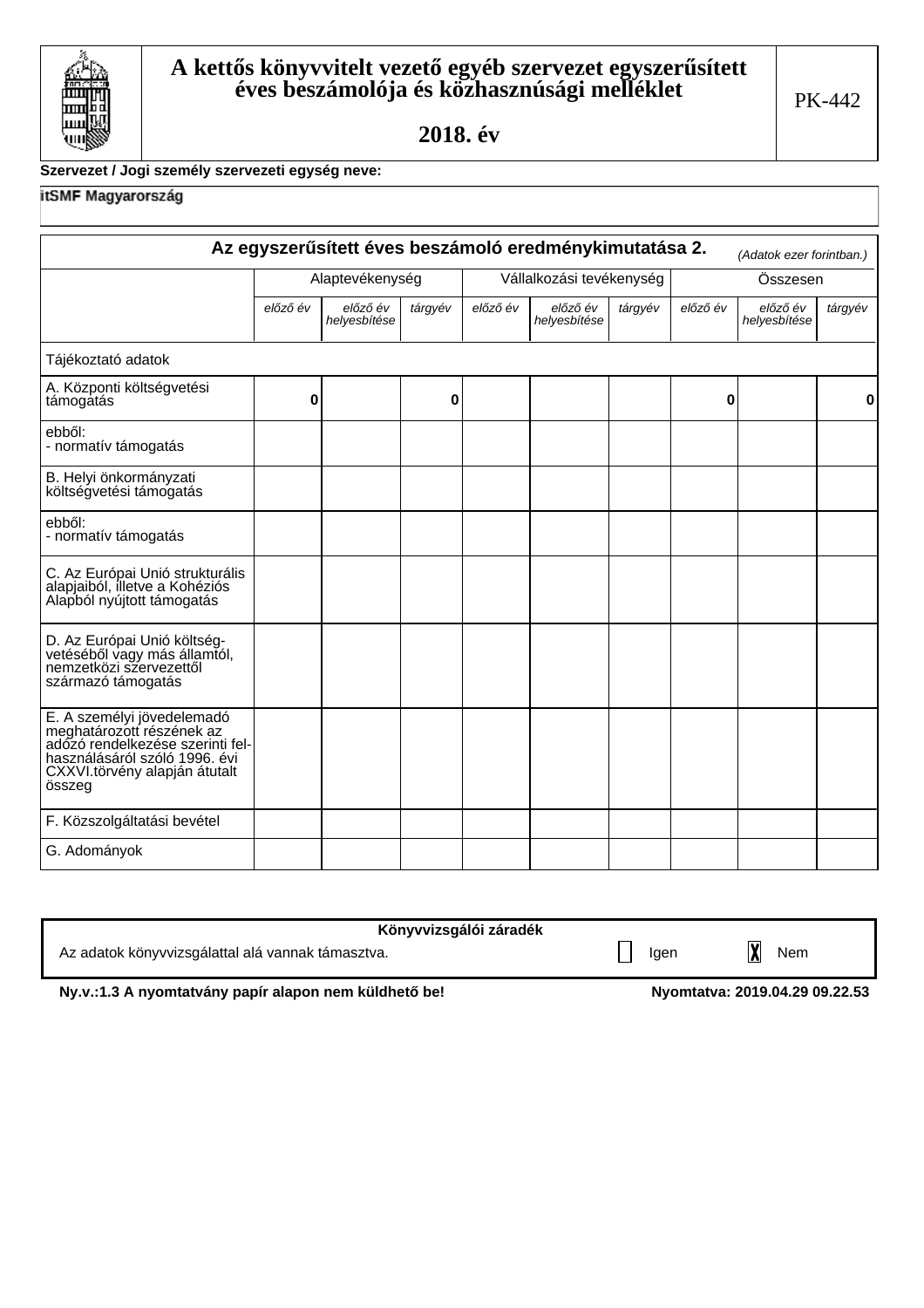# A kettős könyvvitelt vezető egyéb szervezet egyszerűsített éves beszámolója és közhasznúsági melléklet

## 2018. év

PK-442

**Szervezet / Jogi személy szervezeti egység neve:**

itSMF Magyarország

## Az egyszerűsített éves beszámoló eredménykimutatása 2.

*(Adatok ezer forintban.)*

| | Alaptevékenység | | | Vállalkozási tevékenység | | | Összesen | | |
|---|---|---|---|---|---|---|---|---|---|
| | *előző év* | *előző év helyesbítése* | *tárgyév* | *előző év* | *előző év helyesbítése* | *tárgyév* | *előző év* | *előző év helyesbítése* | *tárgyév* |
| Tájékoztató adatok | | | | | | | | | |
| A. Központi költségvetési támogatás | 0 | | 0 | | | | 0 | | 0 |
| ebből: - normatív támogatás | | | | | | | | | |
| B. Helyi önkormányzati költségvetési támogatás | | | | | | | | | |
| ebből: - normatív támogatás | | | | | | | | | |
| C. Az Európai Unió strukturális alapjaiból, illetve a Kohéziós Alapból nyújtott támogatás | | | | | | | | | |
| D. Az Európai Unió költségvetéséből vagy más államtól, nemzetközi szervezettől származó támogatás | | | | | | | | | |
| E. A személyi jövedelemadó meghatározott részének az adózó rendelkezése szerinti felhasználásáról szóló 1996. évi CXXVI.törvény alapján átutalt összeg | | | | | | | | | |
| F. Közszolgáltatási bevétel | | | | | | | | | |
| G. Adományok | | | | | | | | | |

**Könyvvizsgálói záradék**

Az adatok könyvvizsgálattal alá vannak támasztva. ☐ Igen ☒ Nem

**Ny.v.:1.3 A nyomtatvány papír alapon nem küldhető be!** **Nyomtatva: 2019.04.29 09.22.53**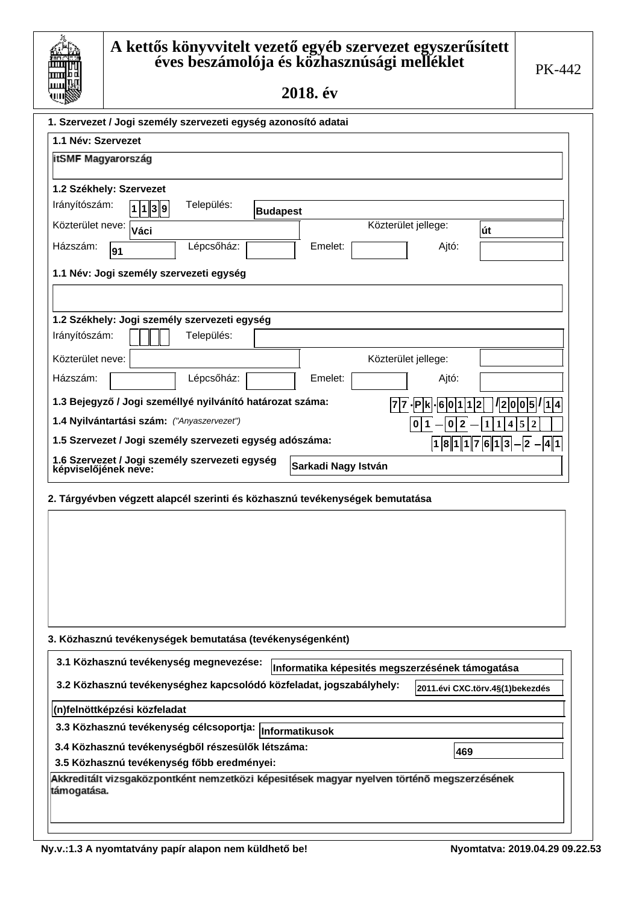# A kettős könyvvitelt vezető egyéb szervezet egyszerűsített éves beszámolója és közhasznúsági melléklet

## 2018. év

PK-442

### 1. Szervezet / Jogi személy szervezeti egység azonosító adatai

**1.1 Név: Szervezet**

itSMF Magyarország

**1.2 Székhely: Szervezet**

Irányítószám: 1139 Település: Budapest

Közterület neve: Váci Közterület jellege: út

Házszám: 91 Lépcsőház: Emelet: Ajtó:

**1.1 Név: Jogi személy szervezeti egység**

**1.2 Székhely: Jogi személy szervezeti egység**

Irányítószám: Település:

Közterület neve: Közterület jellege:

Házszám: Lépcsőház: Emelet: Ajtó:

**1.3 Bejegyző / Jogi személlyé nyilvánító határozat száma:** 77-Pk-60112/2005/14

**1.4 Nyilvántartási szám:** *("Anyaszervezet")* 01-02-11452

**1.5 Szervezet / Jogi személy szervezeti egység adószáma:** 18117613-2-41

**1.6 Szervezet / Jogi személy szervezeti egység képviselőjének neve:** Sarkadi Nagy István

### 2. Tárgyévben végzett alapcél szerinti és közhasznú tevékenységek bemutatása

### 3. Közhasznú tevékenységek bemutatása (tevékenységenként)

**3.1 Közhasznú tevékenység megnevezése:** Informatika képesités megszerzésének támogatása

**3.2 Közhasznú tevékenységhez kapcsolódó közfeladat, jogszabályhely:** 2011.évi CXC.törv.4§(1)bekezdés

(n)felnöttképzési közfeladat

**3.3 Közhasznú tevékenység célcsoportja:** Informatikusok

**3.4 Közhasznú tevékenységből részesülők létszáma:** 469

**3.5 Közhasznú tevékenység főbb eredményei:**

Akkreditált vizsgaközpontként nemzetközi képesitések magyar nyelven történõ megszerzésének támogatása.

Ny.v.:1.3 A nyomtatvány papír alapon nem küldhető be! Nyomtatva: 2019.04.29 09.22.53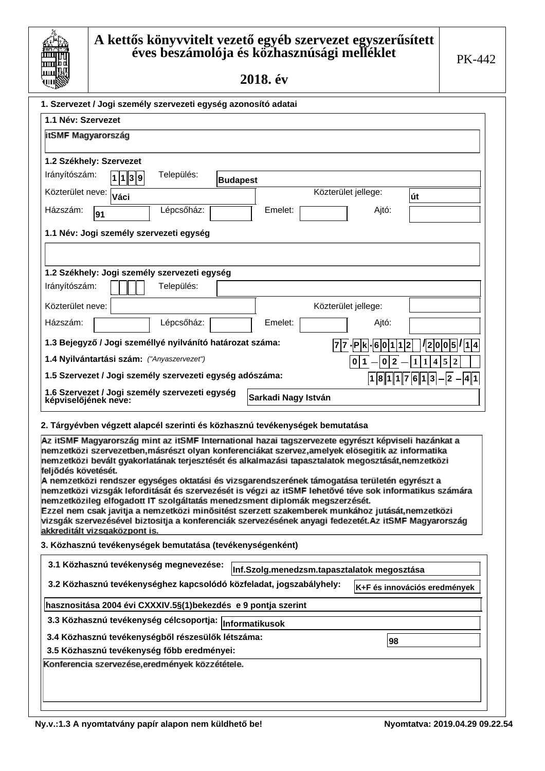# A kettős könyvvitelt vezető egyéb szervezet egyszerűsített éves beszámolója és közhasznúsági melléklet

## 2018. év

PK-442

### 1. Szervezet / Jogi személy szervezeti egység azonosító adatai

**1.1 Név: Szervezet**

itSMF Magyarország

**1.2 Székhely: Szervezet**

Irányítószám: 1139 Település: Budapest

Közterület neve: Váci Közterület jellege: út

Házszám: 91 Lépcsőház: Emelet: Ajtó:

**1.1 Név: Jogi személy szervezeti egység**

**1.2 Székhely: Jogi személy szervezeti egység**

Irányítószám: Település:

Közterület neve: Közterület jellege:

Házszám: Lépcsőház: Emelet: Ajtó:

**1.3 Bejegyző / Jogi személlyé nyilvánító határozat száma:** 77·Pk·60112/2005/14

**1.4 Nyilvántartási szám:** *("Anyaszervezet")* 01 – 02 – 11452

**1.5 Szervezet / Jogi személy szervezeti egység adószáma:** 18117613 – 2 – 41

**1.6 Szervezet / Jogi személy szervezeti egység képviselőjének neve:** Sarkadi Nagy István

### 2. Tárgyévben végzett alapcél szerinti és közhasznú tevékenységek bemutatása

Az itSMF Magyarország mint az itSMF International hazai tagszervezete egyrészt képviseli hazánkat a nemzetközi szervezetben,másrészt olyan konferenciákat szervez,amelyek elősegitik az informatika nemzetközi bevált gyakorlatának terjesztését és alkalmazási tapasztalatok megosztását,nemzetközi feljődés követését.
A nemzetközi rendszer egységes oktatási és vizsgarendszerének támogatása területén egyrészt a nemzetközi vizsgák leforditását és szervezését is végzi az itSMF lehetővé téve sok informatikus számára nemzetközileg elfogadott IT szolgáltatás menedzsment diplomák megszerzését.
Ezzel nem csak javitja a nemzetközi minősitést szerzett szakemberek munkához jutását,nemzetközi vizsgák szervezésével biztositja a konferenciák szervezésének anyagi fedezetét.Az itSMF Magyarország akkreditált vizsgaközpont is.

### 3. Közhasznú tevékenységek bemutatása (tevékenységenként)

**3.1 Közhasznú tevékenység megnevezése:** Inf.Szolg.menedzsm.tapasztalatok megosztása

**3.2 Közhasznú tevékenységhez kapcsolódó közfeladat, jogszabályhely:** K+F és innovációs eredmények hasznositása 2004 évi CXXXIV.5§(1)bekezdés e 9 pontja szerint

**3.3 Közhasznú tevékenység célcsoportja:** Informatikusok

**3.4 Közhasznú tevékenységből részesülők létszáma:** 98

**3.5 Közhasznú tevékenység főbb eredményei:**

Konferencia szervezése,eredmények közzététele.

Ny.v.:1.3 A nyomtatvány papír alapon nem küldhető be! Nyomtatva: 2019.04.29 09.22.54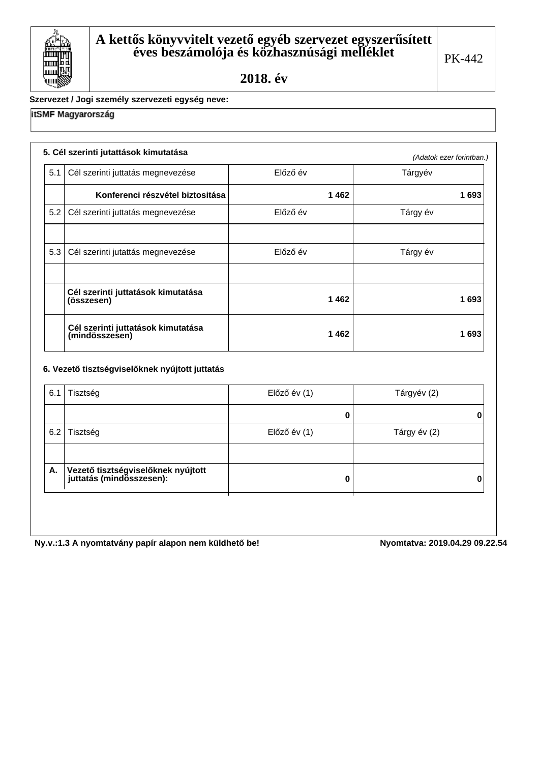# A kettős könyvvitelt vezető egyéb szervezet egyszerűsített éves beszámolója és közhasznúsági melléklet

## 2018. év

PK-442

**Szervezet / Jogi személy szervezeti egység neve:**

**itSMF Magyarország**

### 5. Cél szerinti jutattások kimutatása

*(Adatok ezer forintban.)*

| | | | |
|---|---|---|---|
| 5.1 | Cél szerinti juttatás megnevezése | Előző év | Tárgyév |
| | **Konferenci részvétel biztositása** | **1 462** | **1 693** |
| 5.2 | Cél szerinti juttatás megnevezése | Előző év | Tárgy év |
| | | | |
| 5.3 | Cél szerinti jutattás megnevezése | Előző év | Tárgy év |
| | | | |
| | **Cél szerinti juttatások kimutatása (összesen)** | **1 462** | **1 693** |
| | **Cél szerinti juttatások kimutatása (mindösszesen)** | **1 462** | **1 693** |

### 6. Vezető tisztségviselőknek nyújtott juttatás

| | | | |
|---|---|---|---|
| 6.1 | Tisztség | Előző év (1) | Tárgyév (2) |
| | | **0** | **0** |
| 6.2 | Tisztség | Előző év (1) | Tárgy év (2) |
| | | | |
| **A.** | **Vezető tisztségviselőknek nyújtott juttatás (mindösszesen):** | **0** | **0** |

**Ny.v.:1.3 A nyomtatvány papír alapon nem küldhető be!** **Nyomtatva: 2019.04.29 09.22.54**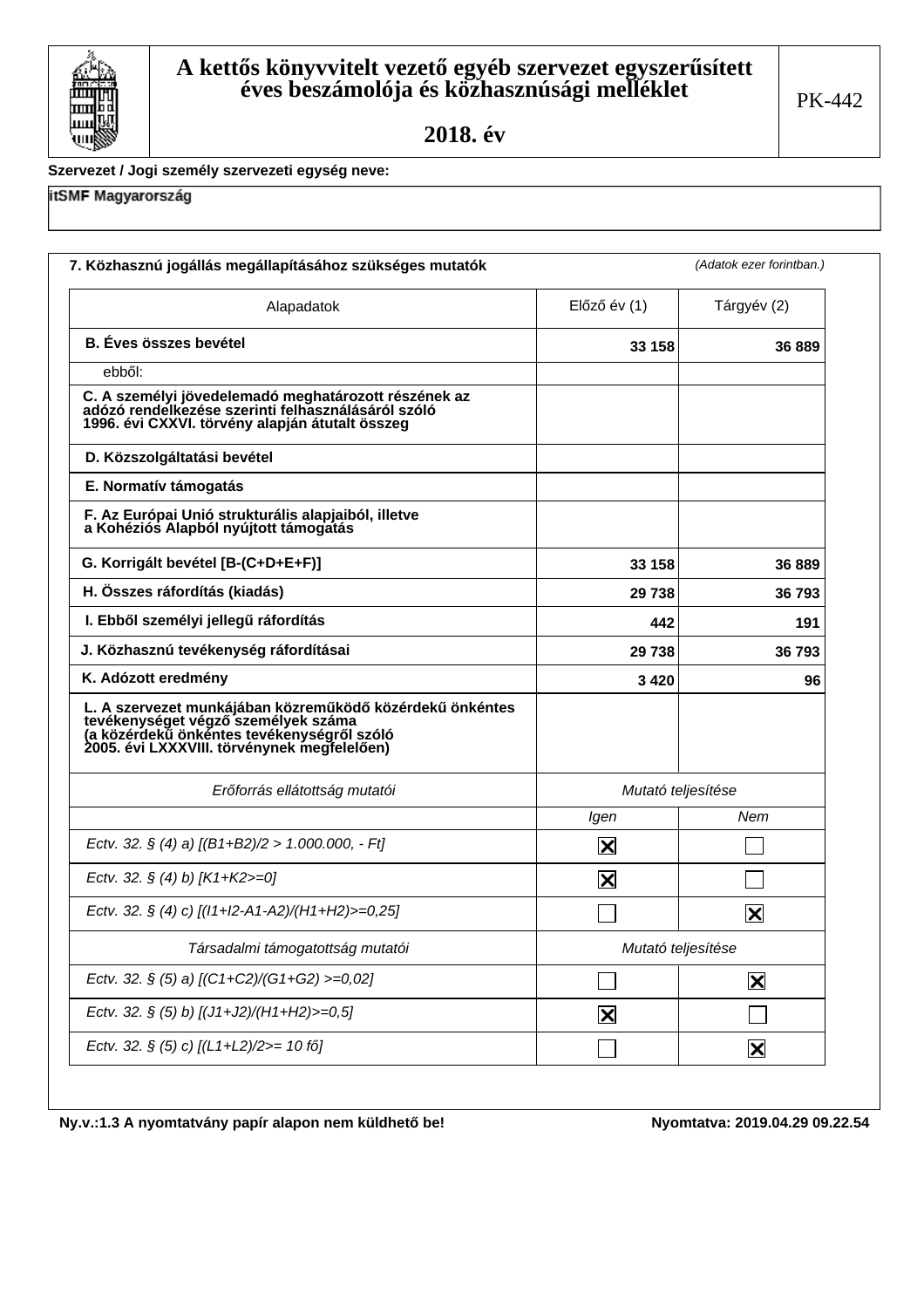# A kettős könyvvitelt vezető egyéb szervezet egyszerűsített éves beszámolója és közhasznúsági melléklet

## 2018. év

PK-442

**Szervezet / Jogi személy szervezeti egység neve:**

itSMF Magyarország

**7. Közhasznú jogállás megállapításához szükséges mutatók** *(Adatok ezer forintban.)*

| Alapadatok | Előző év (1) | Tárgyév (2) |
|---|---|---|
| **B. Éves összes bevétel** | **33 158** | **36 889** |
| ebből: | | |
| **C. A személyi jövedelemadó meghatározott részének az adózó rendelkezése szerinti felhasználásáról szóló 1996. évi CXXVI. törvény alapján átutalt összeg** | | |
| **D. Közszolgáltatási bevétel** | | |
| **E. Normatív támogatás** | | |
| **F. Az Európai Unió strukturális alapjaiból, illetve a Kohéziós Alapból nyújtott támogatás** | | |
| **G. Korrigált bevétel [B-(C+D+E+F)]** | **33 158** | **36 889** |
| **H. Összes ráfordítás (kiadás)** | **29 738** | **36 793** |
| **I. Ebből személyi jellegű ráfordítás** | **442** | **191** |
| **J. Közhasznú tevékenység ráfordításai** | **29 738** | **36 793** |
| **K. Adózott eredmény** | **3 420** | **96** |
| **L. A szervezet munkájában közreműködő közérdekű önkéntes tevékenységet végző személyek száma (a közérdekű önkéntes tevékenységről szóló 2005. évi LXXXVIII. törvénynek megfelelően)** | | |
| *Erőforrás ellátottság mutatói* | *Mutató teljesítése* | |
| | *Igen* | *Nem* |
| *Ectv. 32. § (4) a) [(B1+B2)/2 > 1.000.000, - Ft]* | ☒ | ☐ |
| *Ectv. 32. § (4) b) [K1+K2>=0]* | ☒ | ☐ |
| *Ectv. 32. § (4) c) [(I1+I2-A1-A2)/(H1+H2)>=0,25]* | ☐ | ☒ |
| *Társadalmi támogatottság mutatói* | *Mutató teljesítése* | |
| *Ectv. 32. § (5) a) [(C1+C2)/(G1+G2) >=0,02]* | ☐ | ☒ |
| *Ectv. 32. § (5) b) [(J1+J2)/(H1+H2)>=0,5]* | ☒ | ☐ |
| *Ectv. 32. § (5) c) [(L1+L2)/2>= 10 fő]* | ☐ | ☒ |

**Ny.v.:1.3 A nyomtatvány papír alapon nem küldhető be!** **Nyomtatva: 2019.04.29 09.22.54**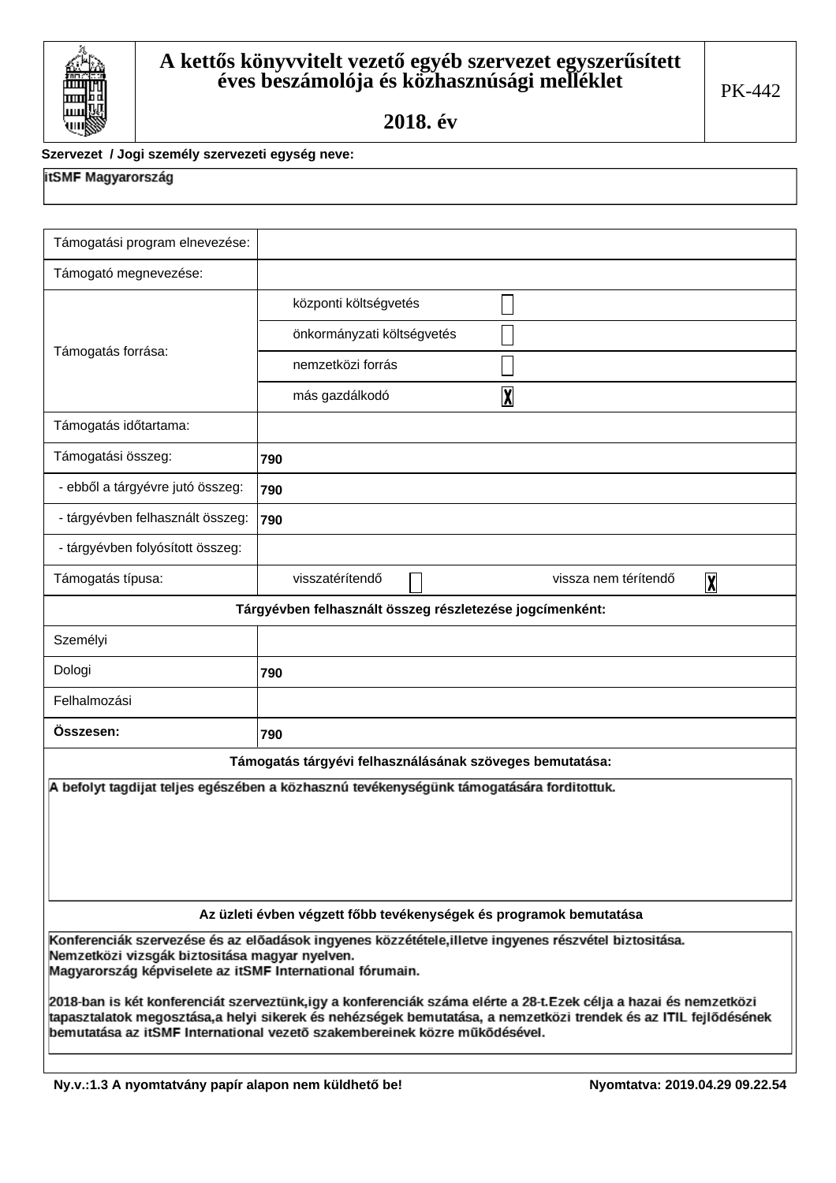# A kettős könyvvitelt vezető egyéb szervezet egyszerűsített éves beszámolója és közhasznúsági melléklet

## 2018. év

PK-442

**Szervezet / Jogi személy szervezeti egység neve:**

itSMF Magyarország

| Támogatási program elnevezése: | | |
|---|---|---|
| Támogató megnevezése: | | |
| Támogatás forrása: | központi költségvetés | ☐ |
| | önkormányzati költségvetés | ☐ |
| | nemzetközi forrás | ☐ |
| | más gazdálkodó | ☒ |
| Támogatás időtartama: | | |
| Támogatási összeg: | **790** | |
| - ebből a tárgyévre jutó összeg: | **790** | |
| - tárgyévben felhasznált összeg: | **790** | |
| - tárgyévben folyósított összeg: | | |
| Támogatás típusa: | visszatérítendő ☐ | vissza nem térítendő ☒ |

**Tárgyévben felhasznált összeg részletezése jogcímenként:**

| | |
|---|---|
| Személyi | |
| Dologi | **790** |
| Felhalmozási | |
| **Összesen:** | **790** |

**Támogatás tárgyévi felhasználásának szöveges bemutatása:**

A befolyt tagdijat teljes egészében a közhasznú tevékenységünk támogatására forditottuk.

**Az üzleti évben végzett főbb tevékenységek és programok bemutatása**

Konferenciák szervezése és az elõadások ingyenes közzététele,illetve ingyenes részvétel biztositása.
Nemzetközi vizsgák biztositása magyar nyelven.
Magyarország képviselete az itSMF International fórumain.

2018-ban is két konferenciát szerveztünk,igy a konferenciák száma elérte a 28-t.Ezek célja a hazai és nemzetközi tapasztalatok megosztása,a helyi sikerek és nehézségek bemutatása, a nemzetközi trendek és az ITIL fejlõdésének bemutatása az itSMF International vezetõ szakembereinek közre mûködésével.

Ny.v.:1.3 A nyomtatvány papír alapon nem küldhető be! Nyomtatva: 2019.04.29 09.22.54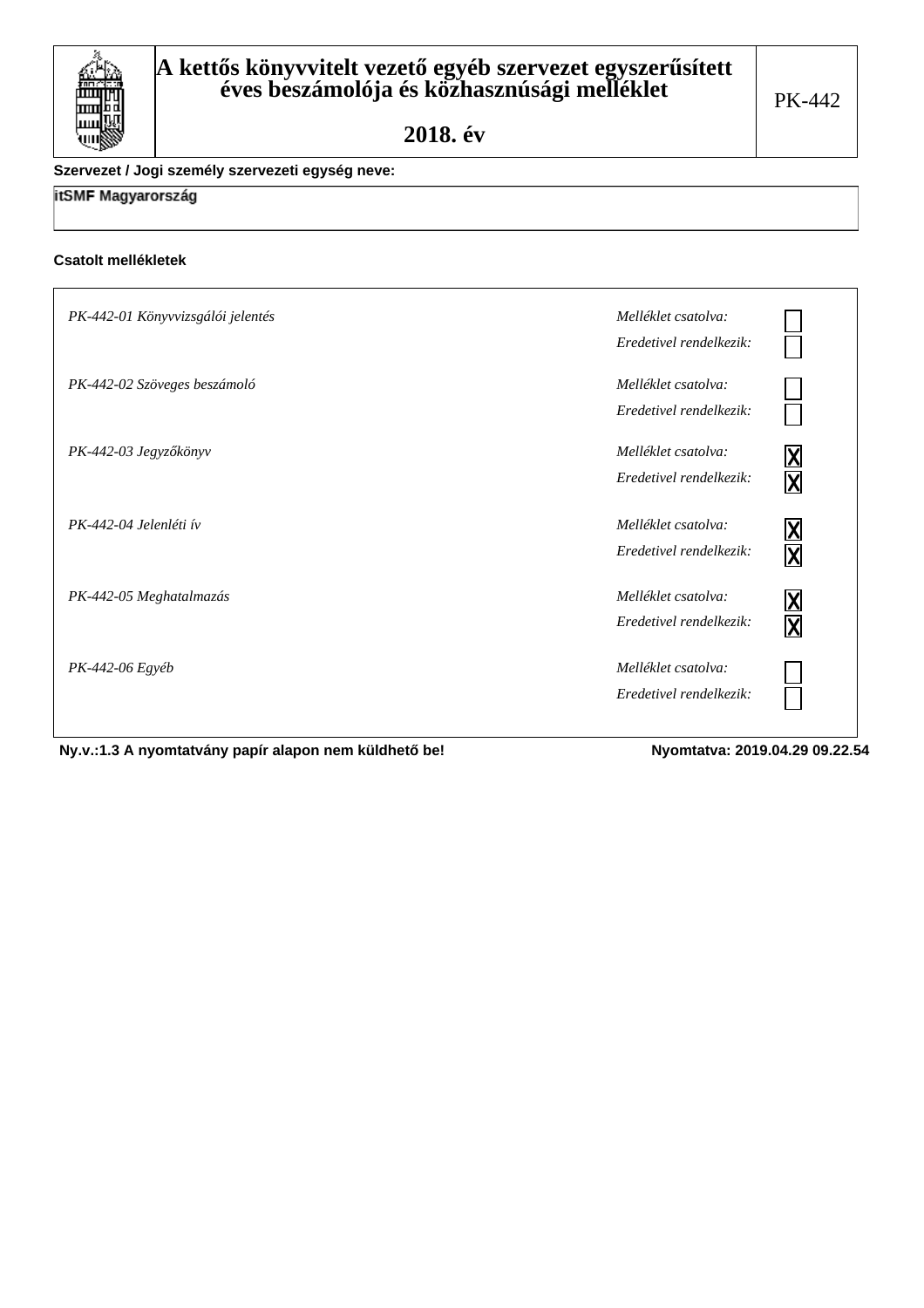# A kettős könyvvitelt vezető egyéb szervezet egyszerűsített éves beszámolója és közhasznúsági melléklet

## 2018. év

PK-442

**Szervezet / Jogi személy szervezeti egység neve:**

itSMF Magyarország

**Csatolt mellékletek**

| | | |
|---|---|---|
| *PK-442-01 Könyvvizsgálói jelentés* | *Melléklet csatolva:* | ☐ |
| | *Eredetivel rendelkezik:* | ☐ |
| *PK-442-02 Szöveges beszámoló* | *Melléklet csatolva:* | ☐ |
| | *Eredetivel rendelkezik:* | ☐ |
| *PK-442-03 Jegyzőkönyv* | *Melléklet csatolva:* | X |
| | *Eredetivel rendelkezik:* | X |
| *PK-442-04 Jelenléti ív* | *Melléklet csatolva:* | X |
| | *Eredetivel rendelkezik:* | X |
| *PK-442-05 Meghatalmazás* | *Melléklet csatolva:* | X |
| | *Eredetivel rendelkezik:* | X |
| *PK-442-06 Egyéb* | *Melléklet csatolva:* | ☐ |
| | *Eredetivel rendelkezik:* | ☐ |

**Ny.v.:1.3 A nyomtatvány papír alapon nem küldhető be!** **Nyomtatva: 2019.04.29 09.22.54**